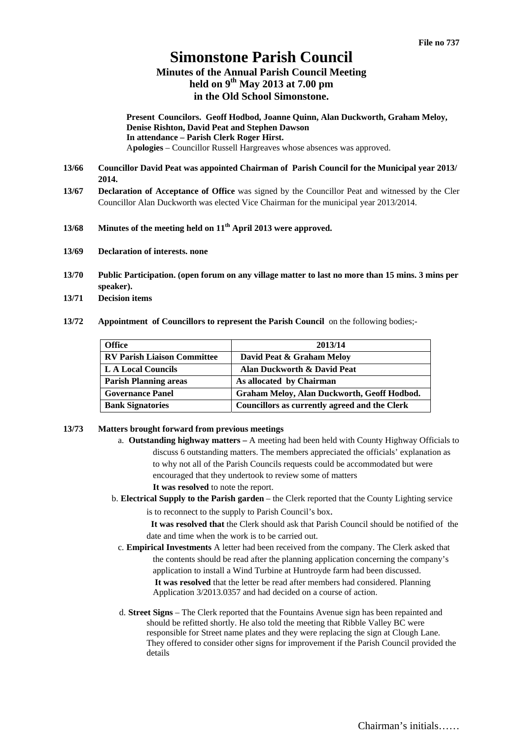File no 737

# Simonstone Parish Council

## Minutes of the Annual Parish Council Meeting held on 9th May 2013 at 7.00 pm in the Old School Simonstone.

**Present Councilors. Geoff Hodbod, Joanne Quinn, Alan Duckworth, Graham Meloy, Denise Rishton, David Peat and Stephen Dawson**
**In attendance – Parish Clerk Roger Hirst.**
A**pologies** – Councillor Russell Hargreaves whose absences was approved.

**13/66 Councillor David Peat was appointed Chairman of Parish Council for the Municipal year 2013/ 2014.**

**13/67 Declaration of Acceptance of Office** was signed by the Councillor Peat and witnessed by the Cler Councillor Alan Duckworth was elected Vice Chairman for the municipal year 2013/2014.

**13/68 Minutes of the meeting held on 11th April 2013 were approved.**

**13/69 Declaration of interests. none**

**13/70 Public Participation. (open forum on any village matter to last no more than 15 mins. 3 mins per speaker).**

**13/71 Decision items**

**13/72 Appointment of Councillors to represent the Parish Council** on the following bodies;-

| Office | 2013/14 |
|---|---|
| **RV Parish Liaison Committee** | **David Peat & Graham Meloy** |
| **L A Local Councils** | **Alan Duckworth & David Peat** |
| **Parish Planning areas** | **As allocated by Chairman** |
| **Governance Panel** | **Graham Meloy, Alan Duckworth, Geoff Hodbod.** |
| **Bank Signatories** | **Councillors as currently agreed and the Clerk** |

**13/73 Matters brought forward from previous meetings**

a. **Outstanding highway matters –** A meeting had been held with County Highway Officials to discuss 6 outstanding matters. The members appreciated the officials' explanation as to why not all of the Parish Councils requests could be accommodated but were encouraged that they undertook to review some of matters
**It was resolved** to note the report.

b. **Electrical Supply to the Parish garden** – the Clerk reported that the County Lighting service is to reconnect to the supply to Parish Council's box.
**It was resolved that** the Clerk should ask that Parish Council should be notified of the date and time when the work is to be carried out.

c. **Empirical Investments** A letter had been received from the company. The Clerk asked that the contents should be read after the planning application concerning the company's application to install a Wind Turbine at Huntroyde farm had been discussed.
**It was resolved** that the letter be read after members had considered. Planning Application 3/2013.0357 and had decided on a course of action.

d. **Street Signs** – The Clerk reported that the Fountains Avenue sign has been repainted and should be refitted shortly. He also told the meeting that Ribble Valley BC were responsible for Street name plates and they were replacing the sign at Clough Lane. They offered to consider other signs for improvement if the Parish Council provided the details

Chairman's initials……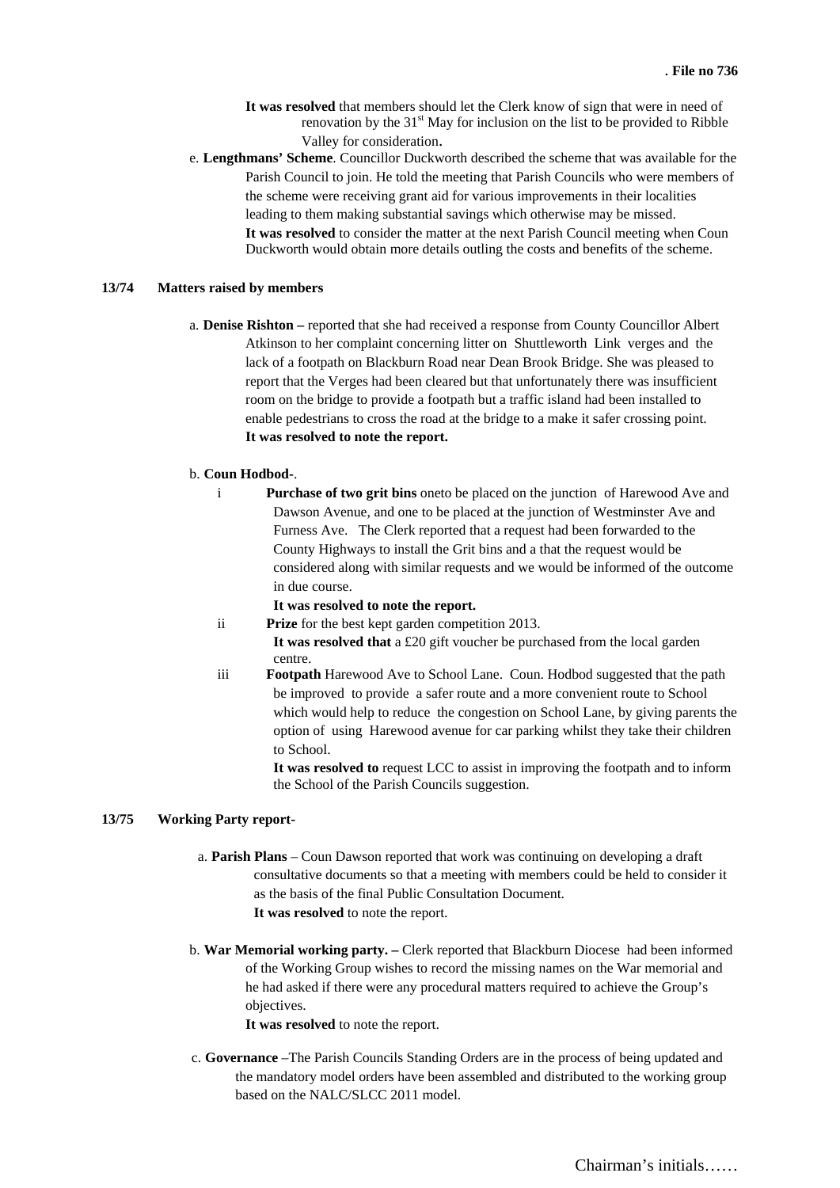**It was resolved** that members should let the Clerk know of sign that were in need of renovation by the 31st May for inclusion on the list to be provided to Ribble Valley for consideration.

e. **Lengthmans' Scheme**. Councillor Duckworth described the scheme that was available for the Parish Council to join. He told the meeting that Parish Councils who were members of the scheme were receiving grant aid for various improvements in their localities leading to them making substantial savings which otherwise may be missed.
**It was resolved** to consider the matter at the next Parish Council meeting when Coun Duckworth would obtain more details outling the costs and benefits of the scheme.

**13/74 Matters raised by members**

a. **Denise Rishton –** reported that she had received a response from County Councillor Albert Atkinson to her complaint concerning litter on Shuttleworth Link verges and the lack of a footpath on Blackburn Road near Dean Brook Bridge. She was pleased to report that the Verges had been cleared but that unfortunately there was insufficient room on the bridge to provide a footpath but a traffic island had been installed to enable pedestrians to cross the road at the bridge to a make it safer crossing point.
**It was resolved to note the report.**

b. **Coun Hodbod**-.

i **Purchase of two grit bins** oneto be placed on the junction of Harewood Ave and Dawson Avenue, and one to be placed at the junction of Westminster Ave and Furness Ave. The Clerk reported that a request had been forwarded to the County Highways to install the Grit bins and a that the request would be considered along with similar requests and we would be informed of the outcome in due course.
**It was resolved to note the report.**

ii **Prize** for the best kept garden competition 2013.
**It was resolved that** a £20 gift voucher be purchased from the local garden centre.

iii **Footpath** Harewood Ave to School Lane. Coun. Hodbod suggested that the path be improved to provide a safer route and a more convenient route to School which would help to reduce the congestion on School Lane, by giving parents the option of using Harewood avenue for car parking whilst they take their children to School.
**It was resolved to** request LCC to assist in improving the footpath and to inform the School of the Parish Councils suggestion.

**13/75 Working Party report-**

a. **Parish Plans** – Coun Dawson reported that work was continuing on developing a draft consultative documents so that a meeting with members could be held to consider it as the basis of the final Public Consultation Document.
**It was resolved** to note the report.

b. **War Memorial working party. –** Clerk reported that Blackburn Diocese had been informed of the Working Group wishes to record the missing names on the War memorial and he had asked if there were any procedural matters required to achieve the Group's objectives.
**It was resolved** to note the report.

c. **Governance** –The Parish Councils Standing Orders are in the process of being updated and the mandatory model orders have been assembled and distributed to the working group based on the NALC/SLCC 2011 model.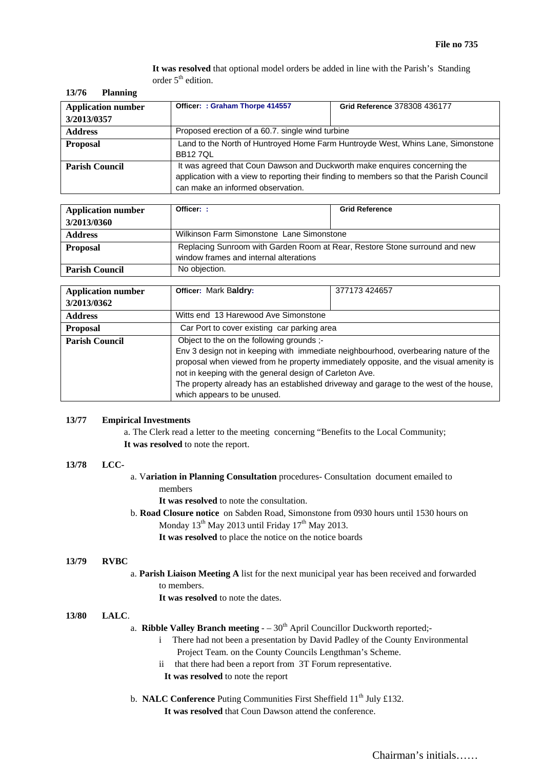File no 735

**It was resolved** that optional model orders be added in line with the Parish's Standing order 5th edition.

**13/76 Planning**

| **Application number 3/2013/0357** | **Officer: : Graham Thorpe 414557** | **Grid Reference** 378308 436177 |
|---|---|---|
| **Address** | Proposed erection of a 60.7. single wind turbine | |
| **Proposal** | Land to the North of Huntroyed Home Farm Huntroyde West, Whins Lane, Simonstone BB12 7QL | |
| **Parish Council** | It was agreed that Coun Dawson and Duckworth make enquires concerning the application with a view to reporting their finding to members so that the Parish Council can make an informed observation. | |

| **Application number 3/2013/0360** | **Officer: :** | **Grid Reference** |
|---|---|---|
| **Address** | Wilkinson Farm Simonstone Lane Simonstone | |
| **Proposal** | Replacing Sunroom with Garden Room at Rear, Restore Stone surround and new window frames and internal alterations | |
| **Parish Council** | No objection. | |

| **Application number 3/2013/0362** | **Officer:** Mark B**aldry:** | 377173 424657 |
|---|---|---|
| **Address** | Witts end 13 Harewood Ave Simonstone | |
| **Proposal** | Car Port to cover existing car parking area | |
| **Parish Council** | Object to the on the following grounds ;- Env 3 design not in keeping with immediate neighbourhood, overbearing nature of the proposal when viewed from he property immediately opposite, and the visual amenity is not in keeping with the general design of Carleton Ave. The property already has an established driveway and garage to the west of the house, which appears to be unused. | |

**13/77 Empirical Investments**

a. The Clerk read a letter to the meeting concerning "Benefits to the Local Community;
**It was resolved** to note the report.

**13/78 LCC-**

a. V**ariation in Planning Consultation** procedures- Consultation document emailed to members
**It was resolved** to note the consultation.

b. **Road Closure notice** on Sabden Road, Simonstone from 0930 hours until 1530 hours on Monday 13th May 2013 until Friday 17th May 2013.
**It was resolved** to place the notice on the notice boards

**13/79 RVBC**

a. **Parish Liaison Meeting A** list for the next municipal year has been received and forwarded to members.
**It was resolved** to note the dates.

**13/80 LALC**.

a. **Ribble Valley Branch meeting** - – 30th April Councillor Duckworth reported;-
   i There had not been a presentation by David Padley of the County Environmental Project Team. on the County Councils Lengthman's Scheme.
   ii that there had been a report from 3T Forum representative.
**It was resolved** to note the report

b. **NALC Conference** Puting Communities First Sheffield 11th July £132.
**It was resolved** that Coun Dawson attend the conference.

Chairman's initials……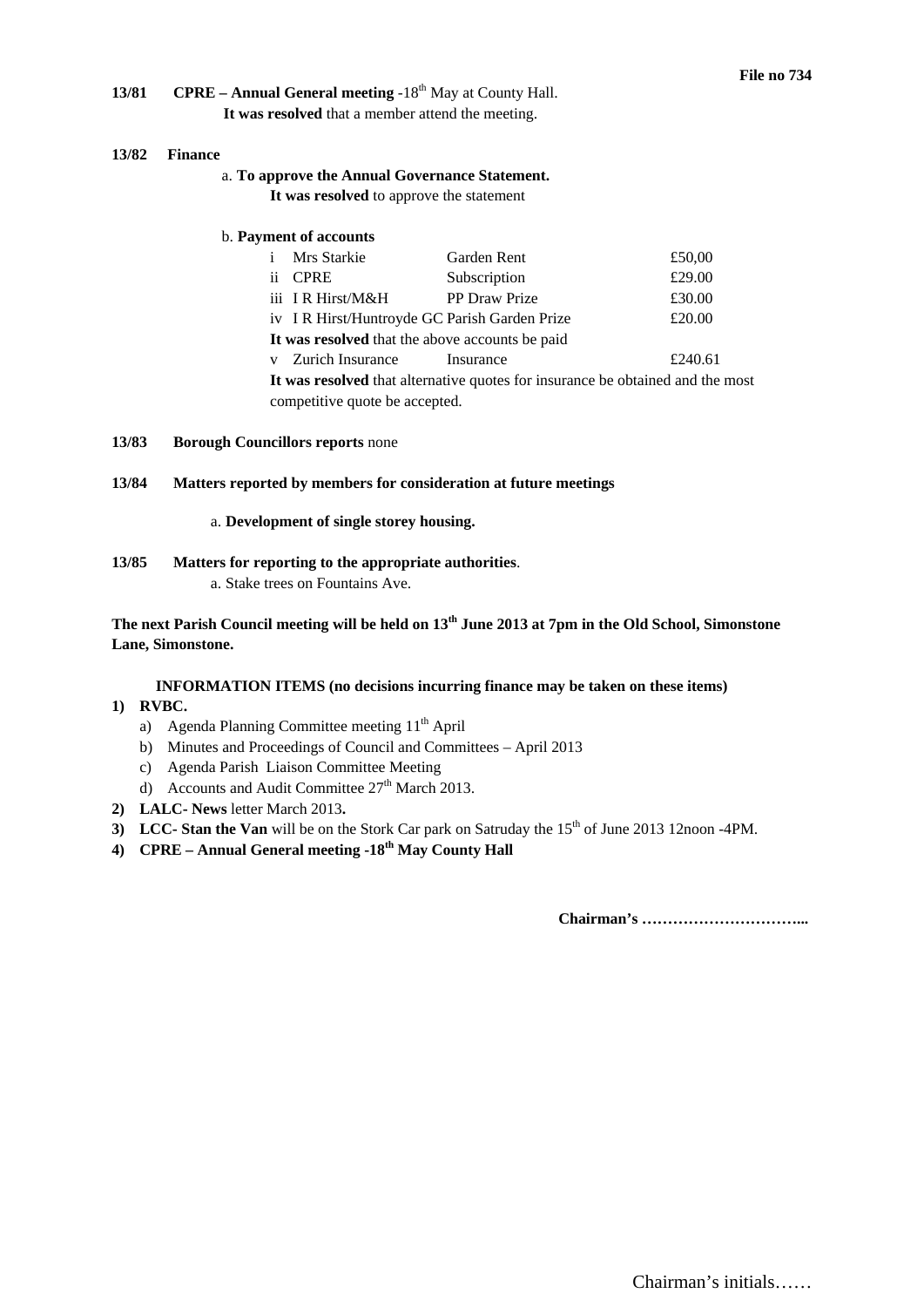File no 734

**13/81 CPRE – Annual General meeting** -18th May at County Hall.
**It was resolved** that a member attend the meeting.

**13/82 Finance**

a. **To approve the Annual Governance Statement.**
**It was resolved** to approve the statement

b. **Payment of accounts**

| | | | |
|---|---|---|---|
| i | Mrs Starkie | Garden Rent | £50,00 |
| ii | CPRE | Subscription | £29.00 |
| iii | I R Hirst/M&H | PP Draw Prize | £30.00 |
| iv | I R Hirst/Huntroyde GC Parish Garden Prize | | £20.00 |

**It was resolved** that the above accounts be paid

| | | | |
|---|---|---|---|
| v | Zurich Insurance | Insurance | £240.61 |

**It was resolved** that alternative quotes for insurance be obtained and the most competitive quote be accepted.

**13/83 Borough Councillors reports** none

**13/84 Matters reported by members for consideration at future meetings**

a. **Development of single storey housing.**

**13/85 Matters for reporting to the appropriate authorities**.
a. Stake trees on Fountains Ave.

**The next Parish Council meeting will be held on 13th June 2013 at 7pm in the Old School, Simonstone Lane, Simonstone.**

**INFORMATION ITEMS (no decisions incurring finance may be taken on these items)**

1) **RVBC.**
   a) Agenda Planning Committee meeting 11th April
   b) Minutes and Proceedings of Council and Committees – April 2013
   c) Agenda Parish Liaison Committee Meeting
   d) Accounts and Audit Committee 27th March 2013.
2) **LALC- News** letter March 2013**.**
3) **LCC- Stan the Van** will be on the Stork Car park on Satruday the 15th of June 2013 12noon -4PM.
4) **CPRE – Annual General meeting -18th May County Hall**

**Chairman's …………………………...**

Chairman's initials……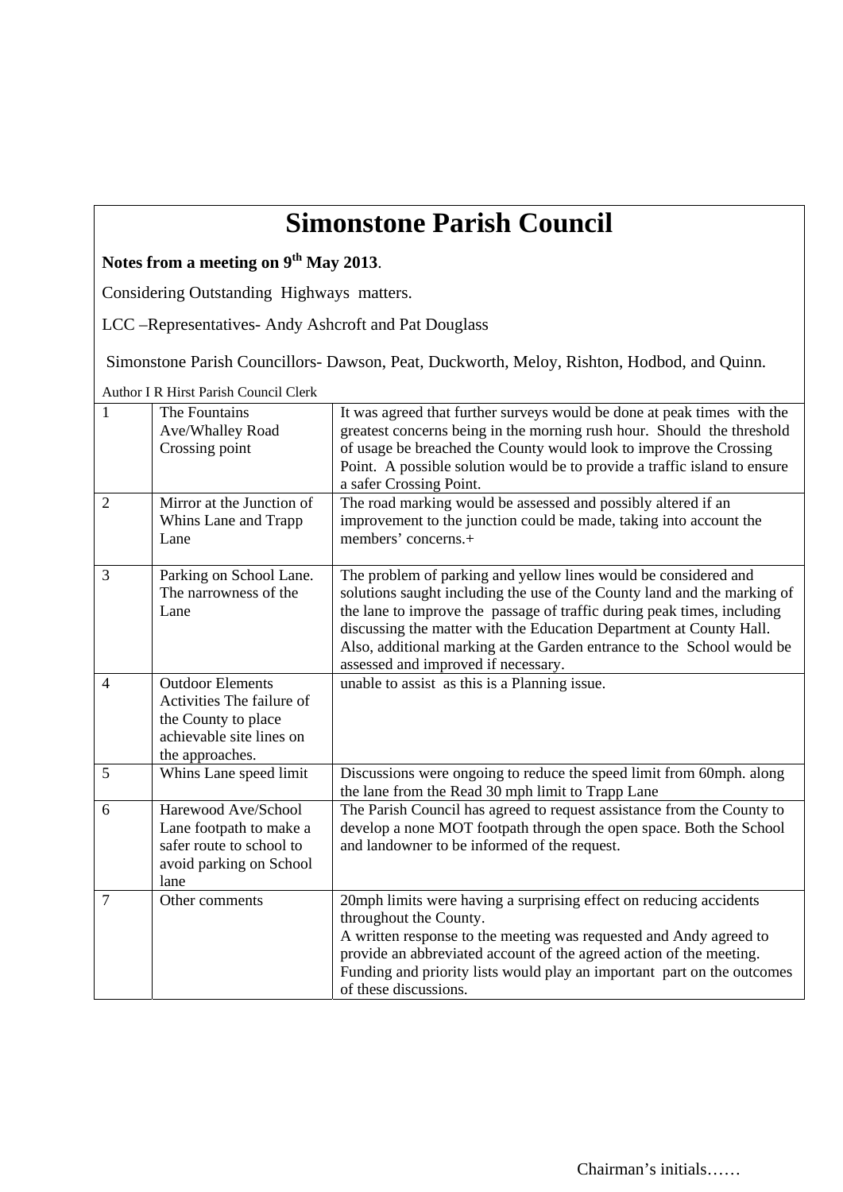# Simonstone Parish Council

**Notes from a meeting on 9th May 2013**.

Considering Outstanding Highways matters.

LCC –Representatives- Andy Ashcroft and Pat Douglass

Simonstone Parish Councillors- Dawson, Peat, Duckworth, Meloy, Rishton, Hodbod, and Quinn.

Author I R Hirst Parish Council Clerk

| | | |
|---|---|---|
| 1 | The Fountains Ave/Whalley Road Crossing point | It was agreed that further surveys would be done at peak times with the greatest concerns being in the morning rush hour. Should the threshold of usage be breached the County would look to improve the Crossing Point. A possible solution would be to provide a traffic island to ensure a safer Crossing Point. |
| 2 | Mirror at the Junction of Whins Lane and Trapp Lane | The road marking would be assessed and possibly altered if an improvement to the junction could be made, taking into account the members' concerns.+ |
| 3 | Parking on School Lane. The narrowness of the Lane | The problem of parking and yellow lines would be considered and solutions saught including the use of the County land and the marking of the lane to improve the passage of traffic during peak times, including discussing the matter with the Education Department at County Hall. Also, additional marking at the Garden entrance to the School would be assessed and improved if necessary. |
| 4 | Outdoor Elements Activities The failure of the County to place achievable site lines on the approaches. | unable to assist as this is a Planning issue. |
| 5 | Whins Lane speed limit | Discussions were ongoing to reduce the speed limit from 60mph. along the lane from the Read 30 mph limit to Trapp Lane |
| 6 | Harewood Ave/School Lane footpath to make a safer route to school to avoid parking on School lane | The Parish Council has agreed to request assistance from the County to develop a none MOT footpath through the open space. Both the School and landowner to be informed of the request. |
| 7 | Other comments | 20mph limits were having a surprising effect on reducing accidents throughout the County.<br>A written response to the meeting was requested and Andy agreed to provide an abbreviated account of the agreed action of the meeting.<br>Funding and priority lists would play an important part on the outcomes of these discussions. |

Chairman's initials……